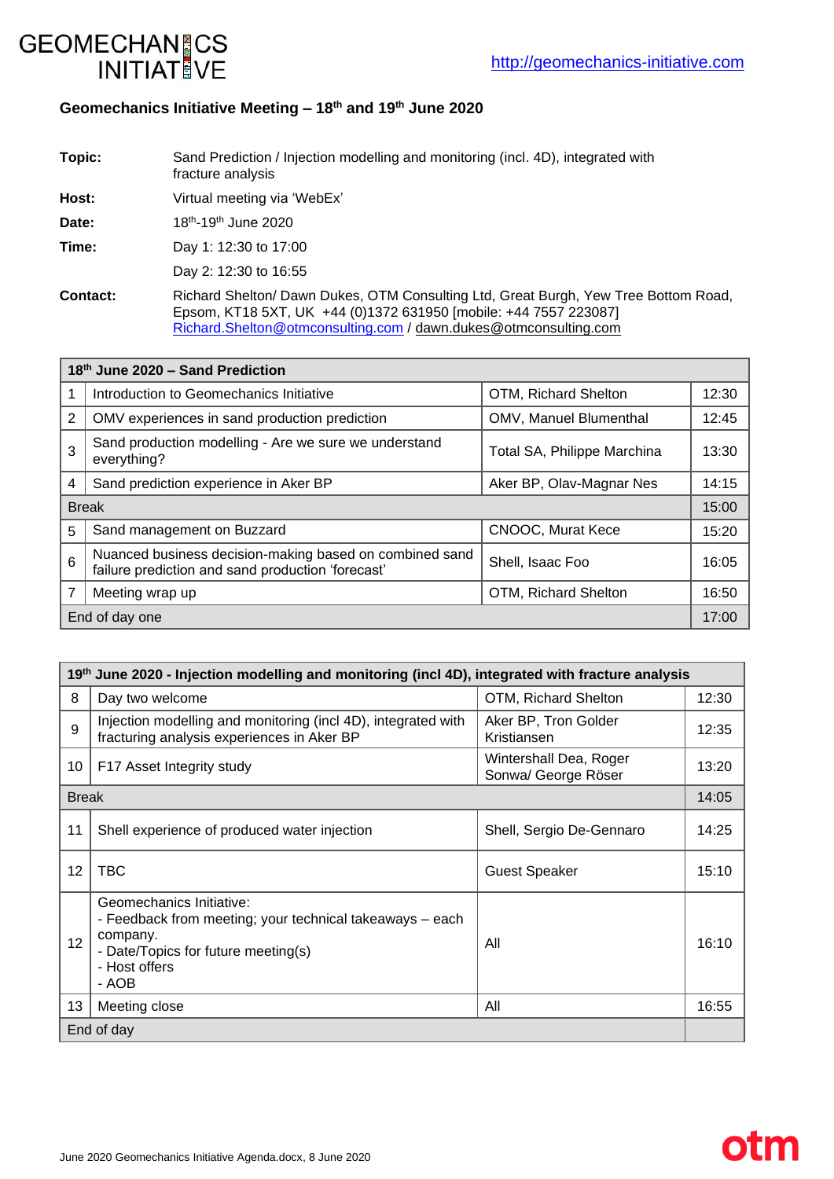GEOMECHANICS INITIATIVE

http://geomechanics-initiative.com

## Geomechanics Initiative Meeting – 18th and 19th June 2020

**Topic:** Sand Prediction / Injection modelling and monitoring (incl. 4D), integrated with fracture analysis

**Host:** Virtual meeting via 'WebEx'

**Date:** 18th-19th June 2020

**Time:** Day 1: 12:30 to 17:00

Day 2: 12:30 to 16:55

**Contact:** Richard Shelton/ Dawn Dukes, OTM Consulting Ltd, Great Burgh, Yew Tree Bottom Road, Epsom, KT18 5XT, UK +44 (0)1372 631950 [mobile: +44 7557 223087]
Richard.Shelton@otmconsulting.com / dawn.dukes@otmconsulting.com

| 18th June 2020 – Sand Prediction | | | |
|---|---|---|---|
| 1 | Introduction to Geomechanics Initiative | OTM, Richard Shelton | 12:30 |
| 2 | OMV experiences in sand production prediction | OMV, Manuel Blumenthal | 12:45 |
| 3 | Sand production modelling - Are we sure we understand everything? | Total SA, Philippe Marchina | 13:30 |
| 4 | Sand prediction experience in Aker BP | Aker BP, Olav-Magnar Nes | 14:15 |
| Break | | | 15:00 |
| 5 | Sand management on Buzzard | CNOOC, Murat Kece | 15:20 |
| 6 | Nuanced business decision-making based on combined sand failure prediction and sand production 'forecast' | Shell, Isaac Foo | 16:05 |
| 7 | Meeting wrap up | OTM, Richard Shelton | 16:50 |
| End of day one | | | 17:00 |

| 19th June 2020 - Injection modelling and monitoring (incl 4D), integrated with fracture analysis | | | |
|---|---|---|---|
| 8 | Day two welcome | OTM, Richard Shelton | 12:30 |
| 9 | Injection modelling and monitoring (incl 4D), integrated with fracturing analysis experiences in Aker BP | Aker BP, Tron Golder Kristiansen | 12:35 |
| 10 | F17 Asset Integrity study | Wintershall Dea, Roger Sonwa/ George Röser | 13:20 |
| Break | | | 14:05 |
| 11 | Shell experience of produced water injection | Shell, Sergio De-Gennaro | 14:25 |
| 12 | TBC | Guest Speaker | 15:10 |
| 12 | Geomechanics Initiative:<br>- Feedback from meeting; your technical takeaways – each company.<br>- Date/Topics for future meeting(s)<br>- Host offers<br>- AOB | All | 16:10 |
| 13 | Meeting close | All | 16:55 |
| End of day | | | |

June 2020 Geomechanics Initiative Agenda.docx, 8 June 2020

otm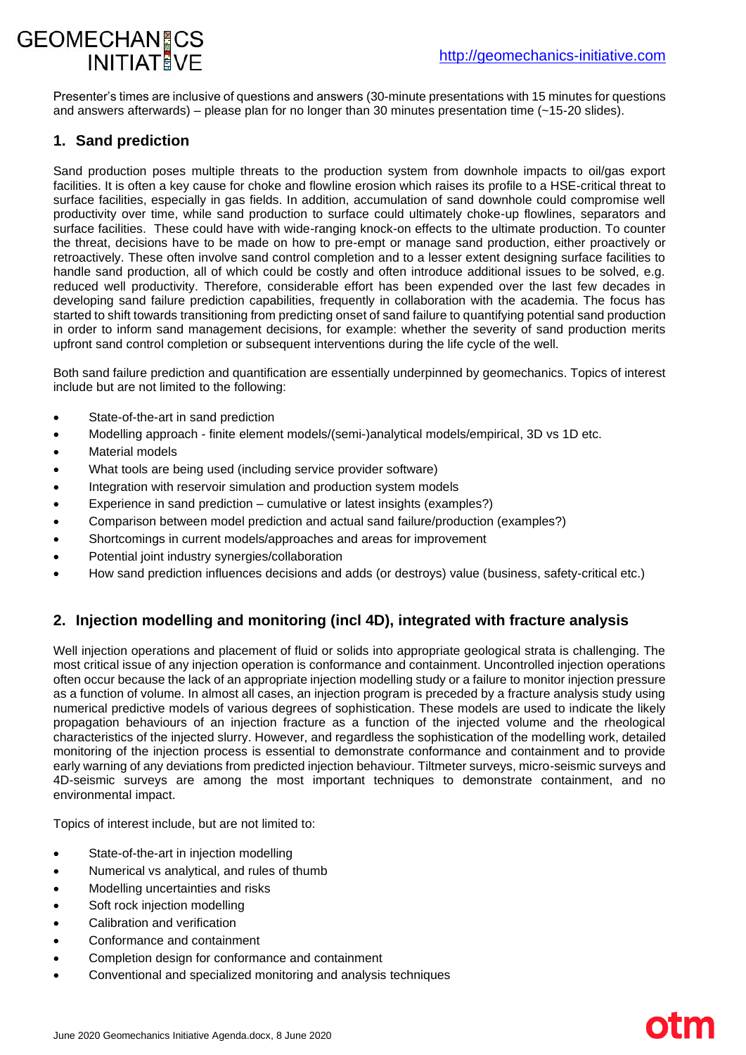Presenter's times are inclusive of questions and answers (30-minute presentations with 15 minutes for questions and answers afterwards) – please plan for no longer than 30 minutes presentation time (~15-20 slides).

## 1. Sand prediction

Sand production poses multiple threats to the production system from downhole impacts to oil/gas export facilities. It is often a key cause for choke and flowline erosion which raises its profile to a HSE-critical threat to surface facilities, especially in gas fields. In addition, accumulation of sand downhole could compromise well productivity over time, while sand production to surface could ultimately choke-up flowlines, separators and surface facilities. These could have with wide-ranging knock-on effects to the ultimate production. To counter the threat, decisions have to be made on how to pre-empt or manage sand production, either proactively or retroactively. These often involve sand control completion and to a lesser extent designing surface facilities to handle sand production, all of which could be costly and often introduce additional issues to be solved, e.g. reduced well productivity. Therefore, considerable effort has been expended over the last few decades in developing sand failure prediction capabilities, frequently in collaboration with the academia. The focus has started to shift towards transitioning from predicting onset of sand failure to quantifying potential sand production in order to inform sand management decisions, for example: whether the severity of sand production merits upfront sand control completion or subsequent interventions during the life cycle of the well.

Both sand failure prediction and quantification are essentially underpinned by geomechanics. Topics of interest include but are not limited to the following:

- State-of-the-art in sand prediction
- Modelling approach - finite element models/(semi-)analytical models/empirical, 3D vs 1D etc.
- Material models
- What tools are being used (including service provider software)
- Integration with reservoir simulation and production system models
- Experience in sand prediction – cumulative or latest insights (examples?)
- Comparison between model prediction and actual sand failure/production (examples?)
- Shortcomings in current models/approaches and areas for improvement
- Potential joint industry synergies/collaboration
- How sand prediction influences decisions and adds (or destroys) value (business, safety-critical etc.)

## 2. Injection modelling and monitoring (incl 4D), integrated with fracture analysis

Well injection operations and placement of fluid or solids into appropriate geological strata is challenging. The most critical issue of any injection operation is conformance and containment. Uncontrolled injection operations often occur because the lack of an appropriate injection modelling study or a failure to monitor injection pressure as a function of volume. In almost all cases, an injection program is preceded by a fracture analysis study using numerical predictive models of various degrees of sophistication. These models are used to indicate the likely propagation behaviours of an injection fracture as a function of the injected volume and the rheological characteristics of the injected slurry. However, and regardless the sophistication of the modelling work, detailed monitoring of the injection process is essential to demonstrate conformance and containment and to provide early warning of any deviations from predicted injection behaviour. Tiltmeter surveys, micro-seismic surveys and 4D-seismic surveys are among the most important techniques to demonstrate containment, and no environmental impact.

Topics of interest include, but are not limited to:

- State-of-the-art in injection modelling
- Numerical vs analytical, and rules of thumb
- Modelling uncertainties and risks
- Soft rock injection modelling
- Calibration and verification
- Conformance and containment
- Completion design for conformance and containment
- Conventional and specialized monitoring and analysis techniques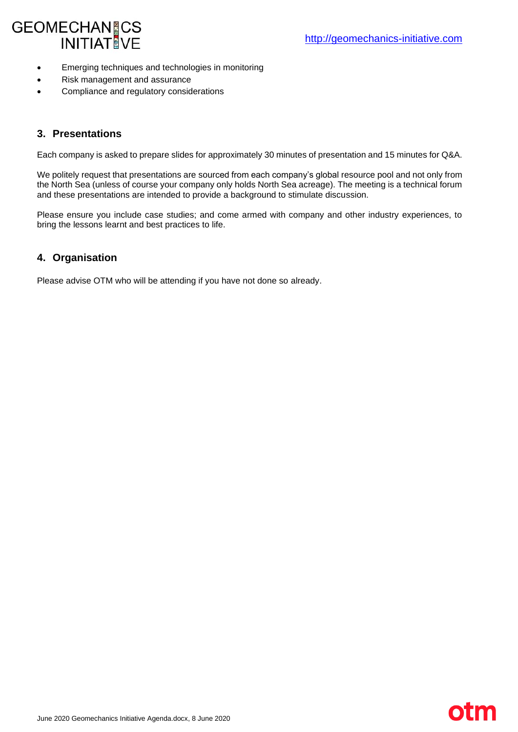- Emerging techniques and technologies in monitoring
- Risk management and assurance
- Compliance and regulatory considerations

## 3. Presentations

Each company is asked to prepare slides for approximately 30 minutes of presentation and 15 minutes for Q&A.

We politely request that presentations are sourced from each company's global resource pool and not only from the North Sea (unless of course your company only holds North Sea acreage). The meeting is a technical forum and these presentations are intended to provide a background to stimulate discussion.

Please ensure you include case studies; and come armed with company and other industry experiences, to bring the lessons learnt and best practices to life.

## 4. Organisation

Please advise OTM who will be attending if you have not done so already.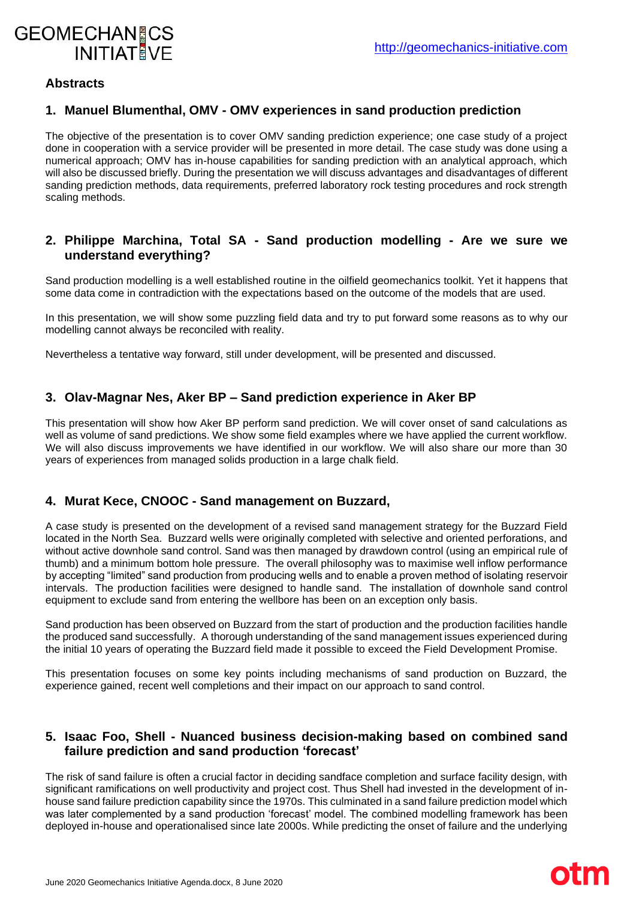## Abstracts

### 1. Manuel Blumenthal, OMV - OMV experiences in sand production prediction

The objective of the presentation is to cover OMV sanding prediction experience; one case study of a project done in cooperation with a service provider will be presented in more detail. The case study was done using a numerical approach; OMV has in-house capabilities for sanding prediction with an analytical approach, which will also be discussed briefly. During the presentation we will discuss advantages and disadvantages of different sanding prediction methods, data requirements, preferred laboratory rock testing procedures and rock strength scaling methods.

### 2. Philippe Marchina, Total SA - Sand production modelling - Are we sure we understand everything?

Sand production modelling is a well established routine in the oilfield geomechanics toolkit. Yet it happens that some data come in contradiction with the expectations based on the outcome of the models that are used.

In this presentation, we will show some puzzling field data and try to put forward some reasons as to why our modelling cannot always be reconciled with reality.

Nevertheless a tentative way forward, still under development, will be presented and discussed.

### 3. Olav-Magnar Nes, Aker BP – Sand prediction experience in Aker BP

This presentation will show how Aker BP perform sand prediction. We will cover onset of sand calculations as well as volume of sand predictions. We show some field examples where we have applied the current workflow. We will also discuss improvements we have identified in our workflow. We will also share our more than 30 years of experiences from managed solids production in a large chalk field.

### 4. Murat Kece, CNOOC - Sand management on Buzzard,

A case study is presented on the development of a revised sand management strategy for the Buzzard Field located in the North Sea. Buzzard wells were originally completed with selective and oriented perforations, and without active downhole sand control. Sand was then managed by drawdown control (using an empirical rule of thumb) and a minimum bottom hole pressure. The overall philosophy was to maximise well inflow performance by accepting "limited" sand production from producing wells and to enable a proven method of isolating reservoir intervals. The production facilities were designed to handle sand. The installation of downhole sand control equipment to exclude sand from entering the wellbore has been on an exception only basis.

Sand production has been observed on Buzzard from the start of production and the production facilities handle the produced sand successfully. A thorough understanding of the sand management issues experienced during the initial 10 years of operating the Buzzard field made it possible to exceed the Field Development Promise.

This presentation focuses on some key points including mechanisms of sand production on Buzzard, the experience gained, recent well completions and their impact on our approach to sand control.

### 5. Isaac Foo, Shell - Nuanced business decision-making based on combined sand failure prediction and sand production 'forecast'

The risk of sand failure is often a crucial factor in deciding sandface completion and surface facility design, with significant ramifications on well productivity and project cost. Thus Shell had invested in the development of in-house sand failure prediction capability since the 1970s. This culminated in a sand failure prediction model which was later complemented by a sand production 'forecast' model. The combined modelling framework has been deployed in-house and operationalised since late 2000s. While predicting the onset of failure and the underlying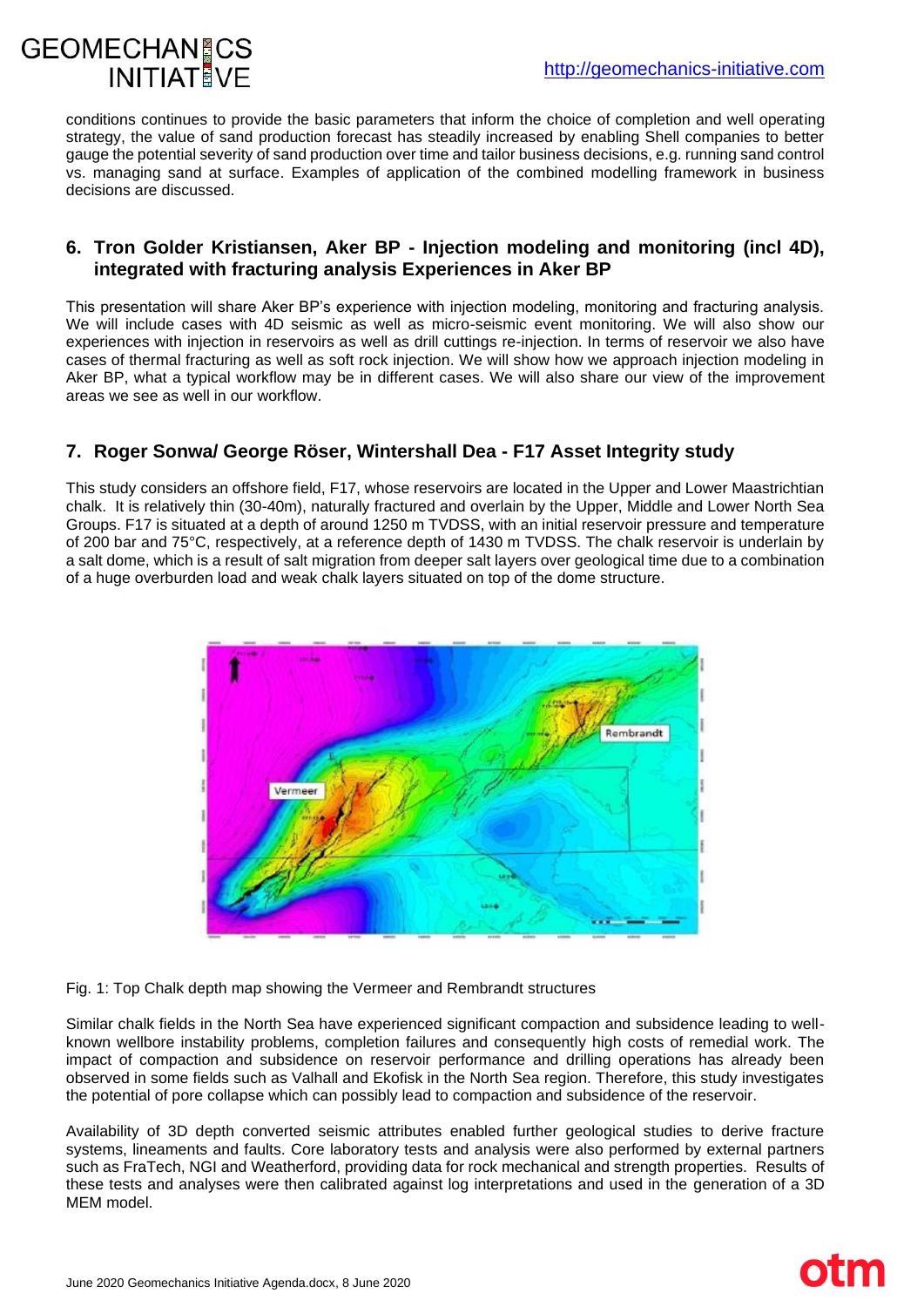conditions continues to provide the basic parameters that inform the choice of completion and well operating strategy, the value of sand production forecast has steadily increased by enabling Shell companies to better gauge the potential severity of sand production over time and tailor business decisions, e.g. running sand control vs. managing sand at surface. Examples of application of the combined modelling framework in business decisions are discussed.

## 6. Tron Golder Kristiansen, Aker BP - Injection modeling and monitoring (incl 4D), integrated with fracturing analysis Experiences in Aker BP

This presentation will share Aker BP's experience with injection modeling, monitoring and fracturing analysis. We will include cases with 4D seismic as well as micro-seismic event monitoring. We will also show our experiences with injection in reservoirs as well as drill cuttings re-injection. In terms of reservoir we also have cases of thermal fracturing as well as soft rock injection. We will show how we approach injection modeling in Aker BP, what a typical workflow may be in different cases. We will also share our view of the improvement areas we see as well in our workflow.

## 7. Roger Sonwa/ George Röser, Wintershall Dea - F17 Asset Integrity study

This study considers an offshore field, F17, whose reservoirs are located in the Upper and Lower Maastrichtian chalk. It is relatively thin (30-40m), naturally fractured and overlain by the Upper, Middle and Lower North Sea Groups. F17 is situated at a depth of around 1250 m TVDSS, with an initial reservoir pressure and temperature of 200 bar and 75°C, respectively, at a reference depth of 1430 m TVDSS. The chalk reservoir is underlain by a salt dome, which is a result of salt migration from deeper salt layers over geological time due to a combination of a huge overburden load and weak chalk layers situated on top of the dome structure.

Fig. 1: Top Chalk depth map showing the Vermeer and Rembrandt structures

Similar chalk fields in the North Sea have experienced significant compaction and subsidence leading to well-known wellbore instability problems, completion failures and consequently high costs of remedial work. The impact of compaction and subsidence on reservoir performance and drilling operations has already been observed in some fields such as Valhall and Ekofisk in the North Sea region. Therefore, this study investigates the potential of pore collapse which can possibly lead to compaction and subsidence of the reservoir.

Availability of 3D depth converted seismic attributes enabled further geological studies to derive fracture systems, lineaments and faults. Core laboratory tests and analysis were also performed by external partners such as FraTech, NGI and Weatherford, providing data for rock mechanical and strength properties. Results of these tests and analyses were then calibrated against log interpretations and used in the generation of a 3D MEM model.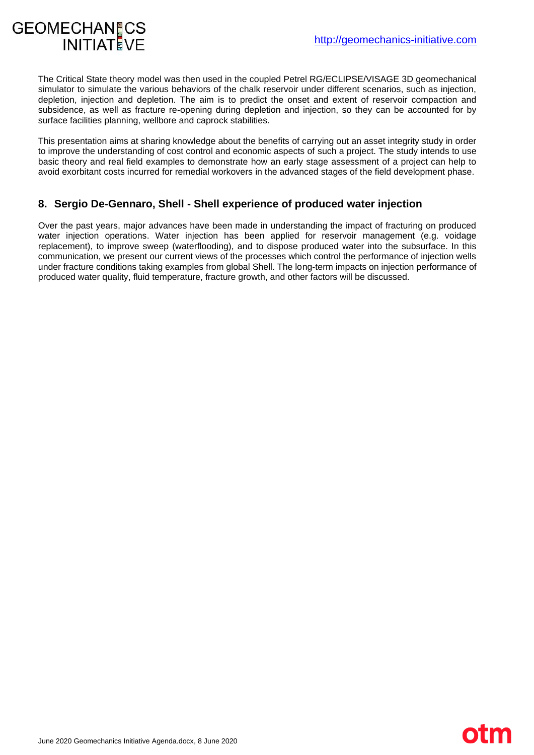The Critical State theory model was then used in the coupled Petrel RG/ECLIPSE/VISAGE 3D geomechanical simulator to simulate the various behaviors of the chalk reservoir under different scenarios, such as injection, depletion, injection and depletion. The aim is to predict the onset and extent of reservoir compaction and subsidence, as well as fracture re-opening during depletion and injection, so they can be accounted for by surface facilities planning, wellbore and caprock stabilities.

This presentation aims at sharing knowledge about the benefits of carrying out an asset integrity study in order to improve the understanding of cost control and economic aspects of such a project. The study intends to use basic theory and real field examples to demonstrate how an early stage assessment of a project can help to avoid exorbitant costs incurred for remedial workovers in the advanced stages of the field development phase.

## 8. Sergio De-Gennaro, Shell - Shell experience of produced water injection

Over the past years, major advances have been made in understanding the impact of fracturing on produced water injection operations. Water injection has been applied for reservoir management (e.g. voidage replacement), to improve sweep (waterflooding), and to dispose produced water into the subsurface. In this communication, we present our current views of the processes which control the performance of injection wells under fracture conditions taking examples from global Shell. The long-term impacts on injection performance of produced water quality, fluid temperature, fracture growth, and other factors will be discussed.